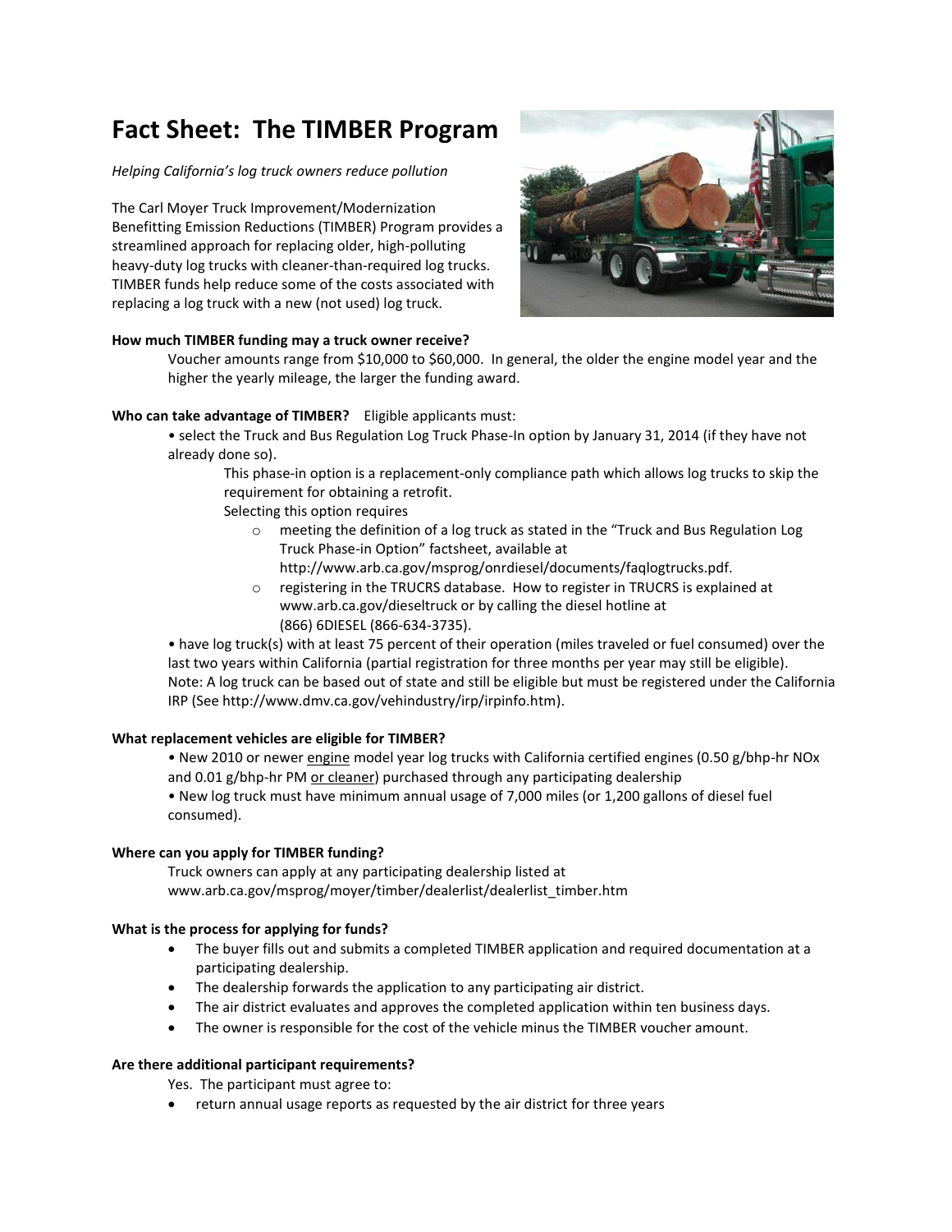# Fact Sheet: The TIMBER Program

*Helping California's log truck owners reduce pollution*

The Carl Moyer Truck Improvement/Modernization Benefitting Emission Reductions (TIMBER) Program provides a streamlined approach for replacing older, high-polluting heavy-duty log trucks with cleaner-than-required log trucks. TIMBER funds help reduce some of the costs associated with replacing a log truck with a new (not used) log truck.

**How much TIMBER funding may a truck owner receive?**

Voucher amounts range from $10,000 to $60,000. In general, the older the engine model year and the higher the yearly mileage, the larger the funding award.

**Who can take advantage of TIMBER?** Eligible applicants must:

- select the Truck and Bus Regulation Log Truck Phase-In option by January 31, 2014 (if they have not already done so).

  This phase-in option is a replacement-only compliance path which allows log trucks to skip the requirement for obtaining a retrofit.

  Selecting this option requires

  - meeting the definition of a log truck as stated in the "Truck and Bus Regulation Log Truck Phase-in Option" factsheet, available at http://www.arb.ca.gov/msprog/onrdiesel/documents/faqlogtrucks.pdf.
  - registering in the TRUCRS database. How to register in TRUCRS is explained at www.arb.ca.gov/dieseltruck or by calling the diesel hotline at (866) 6DIESEL (866-634-3735).

- have log truck(s) with at least 75 percent of their operation (miles traveled or fuel consumed) over the last two years within California (partial registration for three months per year may still be eligible). Note: A log truck can be based out of state and still be eligible but must be registered under the California IRP (See http://www.dmv.ca.gov/vehindustry/irp/irpinfo.htm).

**What replacement vehicles are eligible for TIMBER?**

- New 2010 or newer <u>engine</u> model year log trucks with California certified engines (0.50 g/bhp-hr NOx and 0.01 g/bhp-hr PM <u>or cleaner</u>) purchased through any participating dealership
- New log truck must have minimum annual usage of 7,000 miles (or 1,200 gallons of diesel fuel consumed).

**Where can you apply for TIMBER funding?**

Truck owners can apply at any participating dealership listed at www.arb.ca.gov/msprog/moyer/timber/dealerlist/dealerlist_timber.htm

**What is the process for applying for funds?**

- The buyer fills out and submits a completed TIMBER application and required documentation at a participating dealership.
- The dealership forwards the application to any participating air district.
- The air district evaluates and approves the completed application within ten business days.
- The owner is responsible for the cost of the vehicle minus the TIMBER voucher amount.

**Are there additional participant requirements?**

Yes. The participant must agree to:

- return annual usage reports as requested by the air district for three years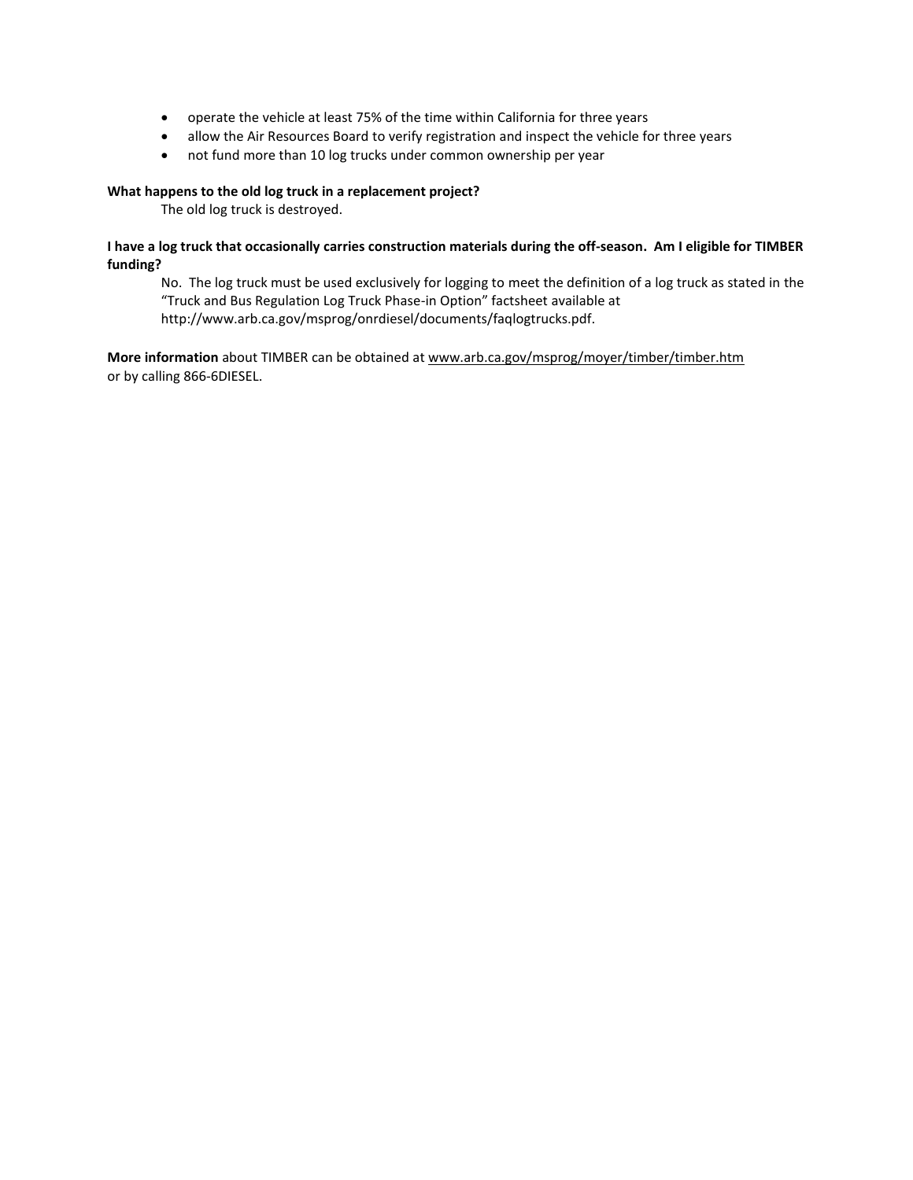- operate the vehicle at least 75% of the time within California for three years
- allow the Air Resources Board to verify registration and inspect the vehicle for three years
- not fund more than 10 log trucks under common ownership per year

**What happens to the old log truck in a replacement project?**

The old log truck is destroyed.

**I have a log truck that occasionally carries construction materials during the off-season. Am I eligible for TIMBER funding?**

No. The log truck must be used exclusively for logging to meet the definition of a log truck as stated in the "Truck and Bus Regulation Log Truck Phase-in Option" factsheet available at http://www.arb.ca.gov/msprog/onrdiesel/documents/faqlogtrucks.pdf.

**More information** about TIMBER can be obtained at www.arb.ca.gov/msprog/moyer/timber/timber.htm or by calling 866-6DIESEL.